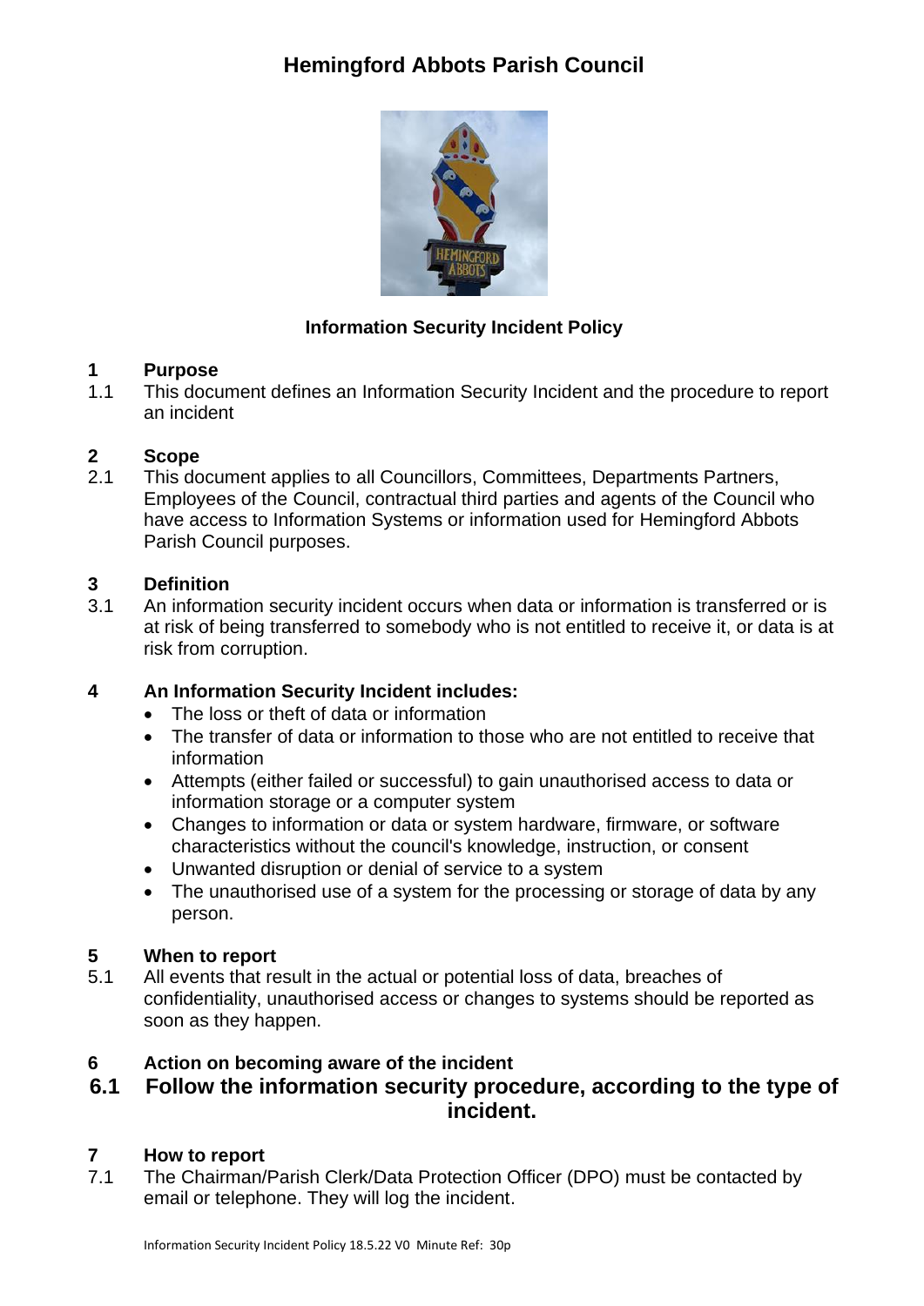# Hemingford Abbots Parish Council

**Information Security Incident Policy**

## 1 Purpose

1.1 This document defines an Information Security Incident and the procedure to report an incident

## 2 Scope

2.1 This document applies to all Councillors, Committees, Departments Partners, Employees of the Council, contractual third parties and agents of the Council who have access to Information Systems or information used for Hemingford Abbots Parish Council purposes.

## 3 Definition

3.1 An information security incident occurs when data or information is transferred or is at risk of being transferred to somebody who is not entitled to receive it, or data is at risk from corruption.

## 4 An Information Security Incident includes:

- The loss or theft of data or information
- The transfer of data or information to those who are not entitled to receive that information
- Attempts (either failed or successful) to gain unauthorised access to data or information storage or a computer system
- Changes to information or data or system hardware, firmware, or software characteristics without the council's knowledge, instruction, or consent
- Unwanted disruption or denial of service to a system
- The unauthorised use of a system for the processing or storage of data by any person.

## 5 When to report

5.1 All events that result in the actual or potential loss of data, breaches of confidentiality, unauthorised access or changes to systems should be reported as soon as they happen.

## 6 Action on becoming aware of the incident

### 6.1 Follow the information security procedure, according to the type of incident.

## 7 How to report

7.1 The Chairman/Parish Clerk/Data Protection Officer (DPO) must be contacted by email or telephone. They will log the incident.

Information Security Incident Policy 18.5.22 V0 Minute Ref: 30p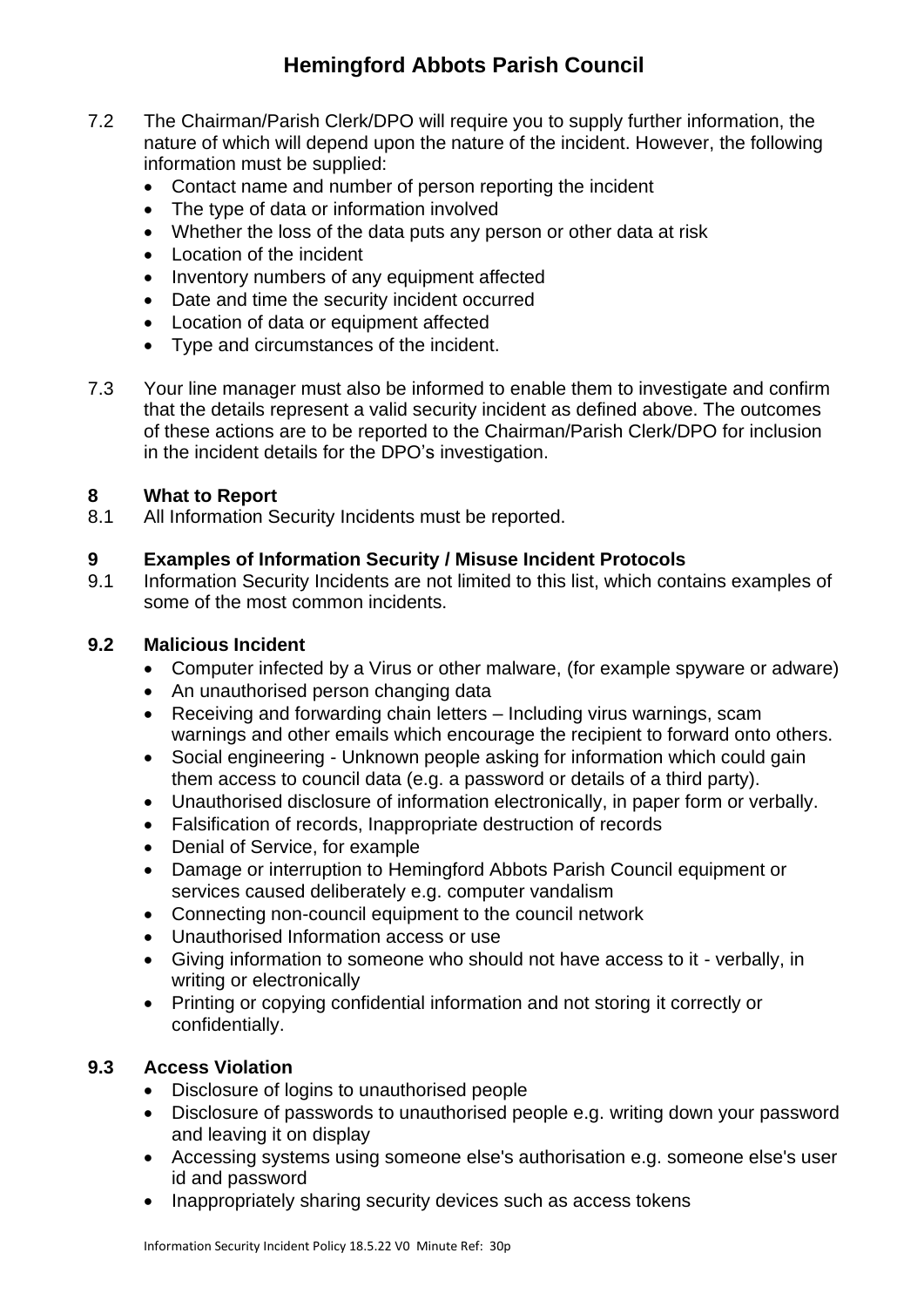7.2 The Chairman/Parish Clerk/DPO will require you to supply further information, the nature of which will depend upon the nature of the incident. However, the following information must be supplied:

- Contact name and number of person reporting the incident
- The type of data or information involved
- Whether the loss of the data puts any person or other data at risk
- Location of the incident
- Inventory numbers of any equipment affected
- Date and time the security incident occurred
- Location of data or equipment affected
- Type and circumstances of the incident.

7.3 Your line manager must also be informed to enable them to investigate and confirm that the details represent a valid security incident as defined above. The outcomes of these actions are to be reported to the Chairman/Parish Clerk/DPO for inclusion in the incident details for the DPO's investigation.

## 8 What to Report

8.1 All Information Security Incidents must be reported.

## 9 Examples of Information Security / Misuse Incident Protocols

9.1 Information Security Incidents are not limited to this list, which contains examples of some of the most common incidents.

### 9.2 Malicious Incident

- Computer infected by a Virus or other malware, (for example spyware or adware)
- An unauthorised person changing data
- Receiving and forwarding chain letters – Including virus warnings, scam warnings and other emails which encourage the recipient to forward onto others.
- Social engineering - Unknown people asking for information which could gain them access to council data (e.g. a password or details of a third party).
- Unauthorised disclosure of information electronically, in paper form or verbally.
- Falsification of records, Inappropriate destruction of records
- Denial of Service, for example
- Damage or interruption to Hemingford Abbots Parish Council equipment or services caused deliberately e.g. computer vandalism
- Connecting non-council equipment to the council network
- Unauthorised Information access or use
- Giving information to someone who should not have access to it - verbally, in writing or electronically
- Printing or copying confidential information and not storing it correctly or confidentially.

### 9.3 Access Violation

- Disclosure of logins to unauthorised people
- Disclosure of passwords to unauthorised people e.g. writing down your password and leaving it on display
- Accessing systems using someone else's authorisation e.g. someone else's user id and password
- Inappropriately sharing security devices such as access tokens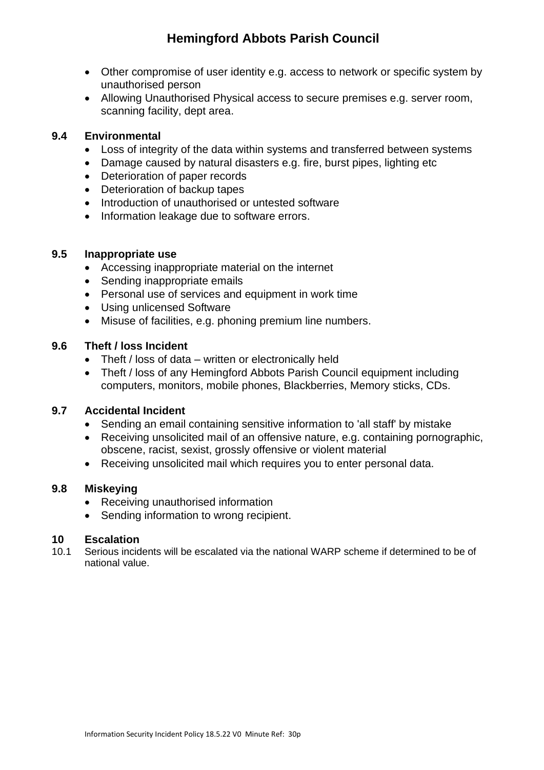- Other compromise of user identity e.g. access to network or specific system by unauthorised person
- Allowing Unauthorised Physical access to secure premises e.g. server room, scanning facility, dept area.

### 9.4 Environmental

- Loss of integrity of the data within systems and transferred between systems
- Damage caused by natural disasters e.g. fire, burst pipes, lighting etc
- Deterioration of paper records
- Deterioration of backup tapes
- Introduction of unauthorised or untested software
- Information leakage due to software errors.

### 9.5 Inappropriate use

- Accessing inappropriate material on the internet
- Sending inappropriate emails
- Personal use of services and equipment in work time
- Using unlicensed Software
- Misuse of facilities, e.g. phoning premium line numbers.

### 9.6 Theft / loss Incident

- Theft / loss of data – written or electronically held
- Theft / loss of any Hemingford Abbots Parish Council equipment including computers, monitors, mobile phones, Blackberries, Memory sticks, CDs.

### 9.7 Accidental Incident

- Sending an email containing sensitive information to 'all staff' by mistake
- Receiving unsolicited mail of an offensive nature, e.g. containing pornographic, obscene, racist, sexist, grossly offensive or violent material
- Receiving unsolicited mail which requires you to enter personal data.

### 9.8 Miskeying

- Receiving unauthorised information
- Sending information to wrong recipient.

## 10 Escalation

10.1 Serious incidents will be escalated via the national WARP scheme if determined to be of national value.